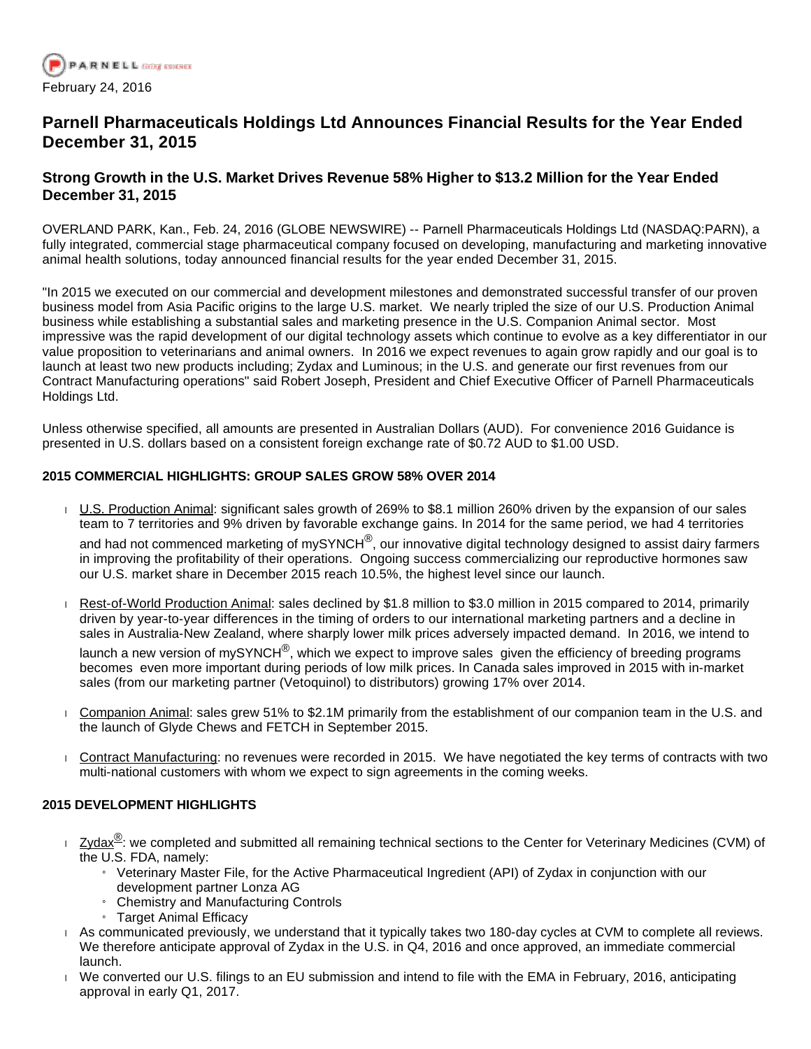February 24, 2016

# Parnell Pharmaceuticals Holdings Ltd Announces Financial Results for the Year Ended December 31, 2015

## Strong Growth in the U.S. Market Drives Revenue 58% Higher to $13.2 Million for the Year Ended December 31, 2015

OVERLAND PARK, Kan., Feb. 24, 2016 (GLOBE NEWSWIRE) -- Parnell Pharmaceuticals Holdings Ltd (NASDAQ:PARN), a fully integrated, commercial stage pharmaceutical company focused on developing, manufacturing and marketing innovative animal health solutions, today announced financial results for the year ended December 31, 2015.

"In 2015 we executed on our commercial and development milestones and demonstrated successful transfer of our proven business model from Asia Pacific origins to the large U.S. market. We nearly tripled the size of our U.S. Production Animal business while establishing a substantial sales and marketing presence in the U.S. Companion Animal sector. Most impressive was the rapid development of our digital technology assets which continue to evolve as a key differentiator in our value proposition to veterinarians and animal owners. In 2016 we expect revenues to again grow rapidly and our goal is to launch at least two new products including; Zydax and Luminous; in the U.S. and generate our first revenues from our Contract Manufacturing operations" said Robert Joseph, President and Chief Executive Officer of Parnell Pharmaceuticals Holdings Ltd.

Unless otherwise specified, all amounts are presented in Australian Dollars (AUD). For convenience 2016 Guidance is presented in U.S. dollars based on a consistent foreign exchange rate of $0.72 AUD to $1.00 USD.

**2015 COMMERCIAL HIGHLIGHTS: GROUP SALES GROW 58% OVER 2014**

- U.S. Production Animal: significant sales growth of 269% to $8.1 million 260% driven by the expansion of our sales team to 7 territories and 9% driven by favorable exchange gains. In 2014 for the same period, we had 4 territories and had not commenced marketing of mySYNCH®, our innovative digital technology designed to assist dairy farmers in improving the profitability of their operations. Ongoing success commercializing our reproductive hormones saw our U.S. market share in December 2015 reach 10.5%, the highest level since our launch.
- Rest-of-World Production Animal: sales declined by $1.8 million to $3.0 million in 2015 compared to 2014, primarily driven by year-to-year differences in the timing of orders to our international marketing partners and a decline in sales in Australia-New Zealand, where sharply lower milk prices adversely impacted demand. In 2016, we intend to launch a new version of mySYNCH®, which we expect to improve sales given the efficiency of breeding programs becomes even more important during periods of low milk prices. In Canada sales improved in 2015 with in-market sales (from our marketing partner (Vetoquinol) to distributors) growing 17% over 2014.
- Companion Animal: sales grew 51% to $2.1M primarily from the establishment of our companion team in the U.S. and the launch of Glyde Chews and FETCH in September 2015.
- Contract Manufacturing: no revenues were recorded in 2015. We have negotiated the key terms of contracts with two multi-national customers with whom we expect to sign agreements in the coming weeks.

**2015 DEVELOPMENT HIGHLIGHTS**

- Zydax®: we completed and submitted all remaining technical sections to the Center for Veterinary Medicines (CVM) of the U.S. FDA, namely:
  - Veterinary Master File, for the Active Pharmaceutical Ingredient (API) of Zydax in conjunction with our development partner Lonza AG
  - Chemistry and Manufacturing Controls
  - Target Animal Efficacy
- As communicated previously, we understand that it typically takes two 180-day cycles at CVM to complete all reviews. We therefore anticipate approval of Zydax in the U.S. in Q4, 2016 and once approved, an immediate commercial launch.
- We converted our U.S. filings to an EU submission and intend to file with the EMA in February, 2016, anticipating approval in early Q1, 2017.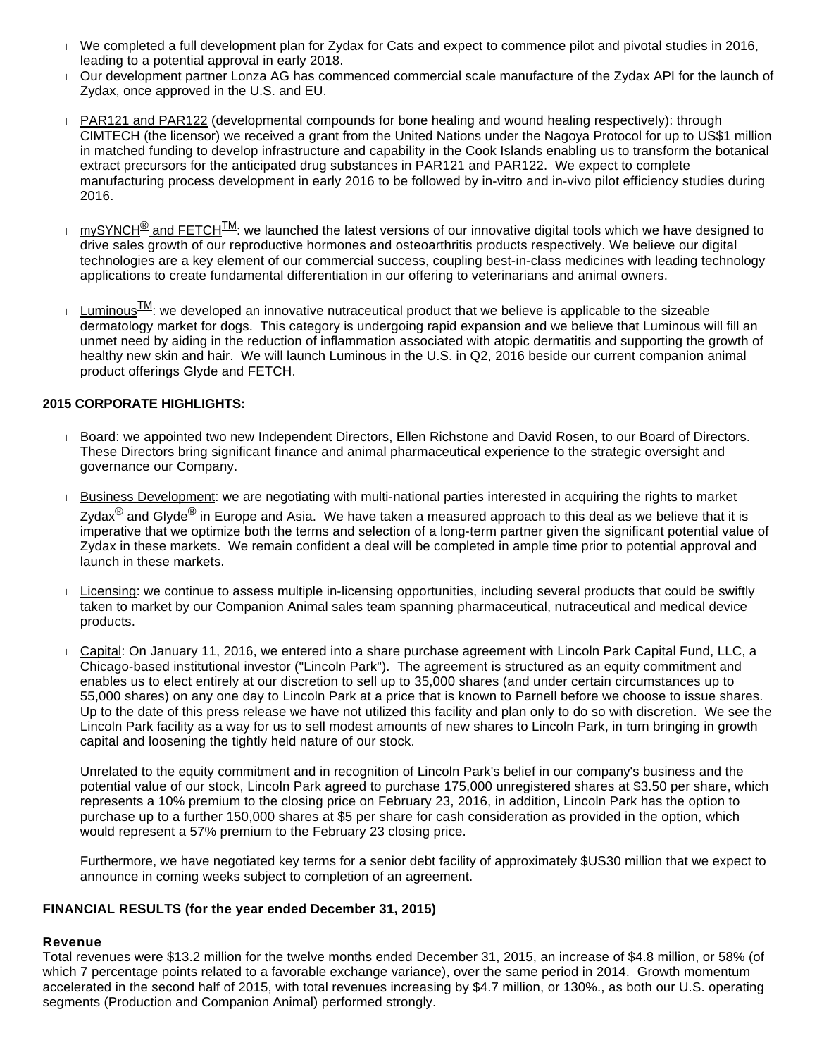- We completed a full development plan for Zydax for Cats and expect to commence pilot and pivotal studies in 2016, leading to a potential approval in early 2018.
- Our development partner Lonza AG has commenced commercial scale manufacture of the Zydax API for the launch of Zydax, once approved in the U.S. and EU.

- PAR121 and PAR122 (developmental compounds for bone healing and wound healing respectively): through CIMTECH (the licensor) we received a grant from the United Nations under the Nagoya Protocol for up to US$1 million in matched funding to develop infrastructure and capability in the Cook Islands enabling us to transform the botanical extract precursors for the anticipated drug substances in PAR121 and PAR122. We expect to complete manufacturing process development in early 2016 to be followed by in-vitro and in-vivo pilot efficiency studies during 2016.

- mySYNCH® and FETCH™: we launched the latest versions of our innovative digital tools which we have designed to drive sales growth of our reproductive hormones and osteoarthritis products respectively. We believe our digital technologies are a key element of our commercial success, coupling best-in-class medicines with leading technology applications to create fundamental differentiation in our offering to veterinarians and animal owners.

- Luminous™: we developed an innovative nutraceutical product that we believe is applicable to the sizeable dermatology market for dogs. This category is undergoing rapid expansion and we believe that Luminous will fill an unmet need by aiding in the reduction of inflammation associated with atopic dermatitis and supporting the growth of healthy new skin and hair. We will launch Luminous in the U.S. in Q2, 2016 beside our current companion animal product offerings Glyde and FETCH.

**2015 CORPORATE HIGHLIGHTS:**

- Board: we appointed two new Independent Directors, Ellen Richstone and David Rosen, to our Board of Directors. These Directors bring significant finance and animal pharmaceutical experience to the strategic oversight and governance our Company.

- Business Development: we are negotiating with multi-national parties interested in acquiring the rights to market Zydax® and Glyde® in Europe and Asia. We have taken a measured approach to this deal as we believe that it is imperative that we optimize both the terms and selection of a long-term partner given the significant potential value of Zydax in these markets. We remain confident a deal will be completed in ample time prior to potential approval and launch in these markets.

- Licensing: we continue to assess multiple in-licensing opportunities, including several products that could be swiftly taken to market by our Companion Animal sales team spanning pharmaceutical, nutraceutical and medical device products.

- Capital: On January 11, 2016, we entered into a share purchase agreement with Lincoln Park Capital Fund, LLC, a Chicago-based institutional investor ("Lincoln Park"). The agreement is structured as an equity commitment and enables us to elect entirely at our discretion to sell up to 35,000 shares (and under certain circumstances up to 55,000 shares) on any one day to Lincoln Park at a price that is known to Parnell before we choose to issue shares. Up to the date of this press release we have not utilized this facility and plan only to do so with discretion. We see the Lincoln Park facility as a way for us to sell modest amounts of new shares to Lincoln Park, in turn bringing in growth capital and loosening the tightly held nature of our stock.

  Unrelated to the equity commitment and in recognition of Lincoln Park's belief in our company's business and the potential value of our stock, Lincoln Park agreed to purchase 175,000 unregistered shares at $3.50 per share, which represents a 10% premium to the closing price on February 23, 2016, in addition, Lincoln Park has the option to purchase up to a further 150,000 shares at $5 per share for cash consideration as provided in the option, which would represent a 57% premium to the February 23 closing price.

  Furthermore, we have negotiated key terms for a senior debt facility of approximately $US30 million that we expect to announce in coming weeks subject to completion of an agreement.

**FINANCIAL RESULTS (for the year ended December 31, 2015)**

**Revenue**

Total revenues were $13.2 million for the twelve months ended December 31, 2015, an increase of $4.8 million, or 58% (of which 7 percentage points related to a favorable exchange variance), over the same period in 2014. Growth momentum accelerated in the second half of 2015, with total revenues increasing by $4.7 million, or 130%., as both our U.S. operating segments (Production and Companion Animal) performed strongly.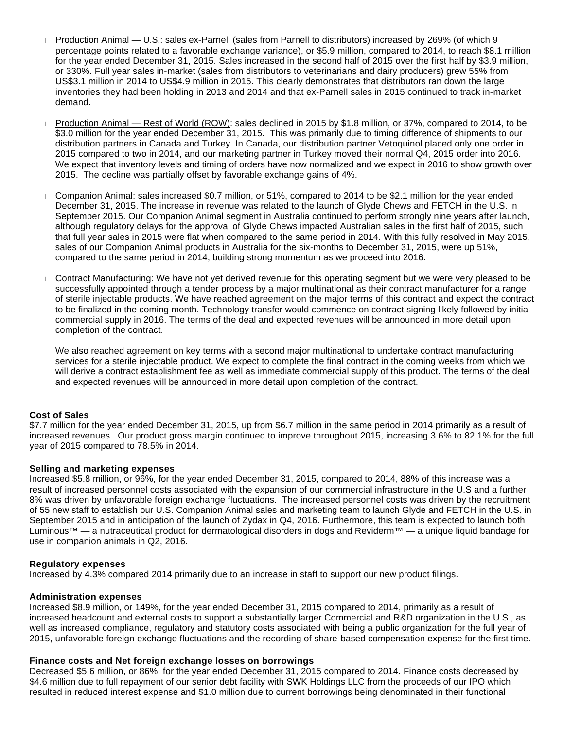- Production Animal — U.S.: sales ex-Parnell (sales from Parnell to distributors) increased by 269% (of which 9 percentage points related to a favorable exchange variance), or $5.9 million, compared to 2014, to reach $8.1 million for the year ended December 31, 2015. Sales increased in the second half of 2015 over the first half by $3.9 million, or 330%. Full year sales in-market (sales from distributors to veterinarians and dairy producers) grew 55% from US$3.1 million in 2014 to US$4.9 million in 2015. This clearly demonstrates that distributors ran down the large inventories they had been holding in 2013 and 2014 and that ex-Parnell sales in 2015 continued to track in-market demand.

- Production Animal — Rest of World (ROW): sales declined in 2015 by $1.8 million, or 37%, compared to 2014, to be $3.0 million for the year ended December 31, 2015. This was primarily due to timing difference of shipments to our distribution partners in Canada and Turkey. In Canada, our distribution partner Vetoquinol placed only one order in 2015 compared to two in 2014, and our marketing partner in Turkey moved their normal Q4, 2015 order into 2016. We expect that inventory levels and timing of orders have now normalized and we expect in 2016 to show growth over 2015. The decline was partially offset by favorable exchange gains of 4%.

- Companion Animal: sales increased $0.7 million, or 51%, compared to 2014 to be $2.1 million for the year ended December 31, 2015. The increase in revenue was related to the launch of Glyde Chews and FETCH in the U.S. in September 2015. Our Companion Animal segment in Australia continued to perform strongly nine years after launch, although regulatory delays for the approval of Glyde Chews impacted Australian sales in the first half of 2015, such that full year sales in 2015 were flat when compared to the same period in 2014. With this fully resolved in May 2015, sales of our Companion Animal products in Australia for the six-months to December 31, 2015, were up 51%, compared to the same period in 2014, building strong momentum as we proceed into 2016.

- Contract Manufacturing: We have not yet derived revenue for this operating segment but we were very pleased to be successfully appointed through a tender process by a major multinational as their contract manufacturer for a range of sterile injectable products. We have reached agreement on the major terms of this contract and expect the contract to be finalized in the coming month. Technology transfer would commence on contract signing likely followed by initial commercial supply in 2016. The terms of the deal and expected revenues will be announced in more detail upon completion of the contract.

  We also reached agreement on key terms with a second major multinational to undertake contract manufacturing services for a sterile injectable product. We expect to complete the final contract in the coming weeks from which we will derive a contract establishment fee as well as immediate commercial supply of this product. The terms of the deal and expected revenues will be announced in more detail upon completion of the contract.

**Cost of Sales**
$7.7 million for the year ended December 31, 2015, up from $6.7 million in the same period in 2014 primarily as a result of increased revenues. Our product gross margin continued to improve throughout 2015, increasing 3.6% to 82.1% for the full year of 2015 compared to 78.5% in 2014.

**Selling and marketing expenses**
Increased $5.8 million, or 96%, for the year ended December 31, 2015, compared to 2014, 88% of this increase was a result of increased personnel costs associated with the expansion of our commercial infrastructure in the U.S and a further 8% was driven by unfavorable foreign exchange fluctuations. The increased personnel costs was driven by the recruitment of 55 new staff to establish our U.S. Companion Animal sales and marketing team to launch Glyde and FETCH in the U.S. in September 2015 and in anticipation of the launch of Zydax in Q4, 2016. Furthermore, this team is expected to launch both Luminous™ — a nutraceutical product for dermatological disorders in dogs and Reviderm™ — a unique liquid bandage for use in companion animals in Q2, 2016.

**Regulatory expenses**
Increased by 4.3% compared 2014 primarily due to an increase in staff to support our new product filings.

**Administration expenses**
Increased $8.9 million, or 149%, for the year ended December 31, 2015 compared to 2014, primarily as a result of increased headcount and external costs to support a substantially larger Commercial and R&D organization in the U.S., as well as increased compliance, regulatory and statutory costs associated with being a public organization for the full year of 2015, unfavorable foreign exchange fluctuations and the recording of share-based compensation expense for the first time.

**Finance costs and Net foreign exchange losses on borrowings**
Decreased $5.6 million, or 86%, for the year ended December 31, 2015 compared to 2014. Finance costs decreased by $4.6 million due to full repayment of our senior debt facility with SWK Holdings LLC from the proceeds of our IPO which resulted in reduced interest expense and $1.0 million due to current borrowings being denominated in their functional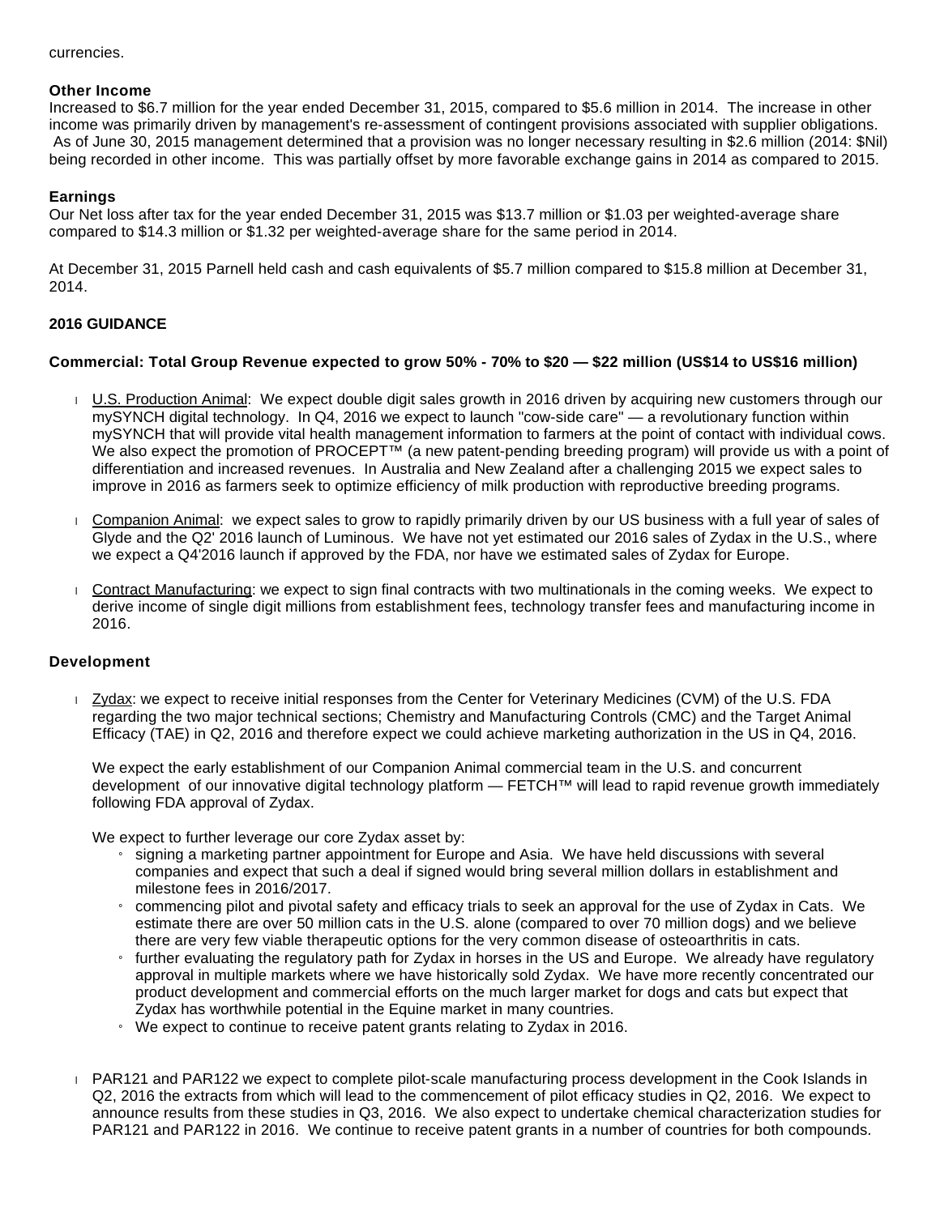currencies.

**Other Income**
Increased to $6.7 million for the year ended December 31, 2015, compared to $5.6 million in 2014. The increase in other income was primarily driven by management's re-assessment of contingent provisions associated with supplier obligations. As of June 30, 2015 management determined that a provision was no longer necessary resulting in $2.6 million (2014: $Nil) being recorded in other income. This was partially offset by more favorable exchange gains in 2014 as compared to 2015.

**Earnings**
Our Net loss after tax for the year ended December 31, 2015 was $13.7 million or $1.03 per weighted-average share compared to $14.3 million or $1.32 per weighted-average share for the same period in 2014.

At December 31, 2015 Parnell held cash and cash equivalents of $5.7 million compared to $15.8 million at December 31, 2014.

**2016 GUIDANCE**

**Commercial: Total Group Revenue expected to grow 50% - 70% to $20 — $22 million (US$14 to US$16 million)**

- U.S. Production Animal: We expect double digit sales growth in 2016 driven by acquiring new customers through our mySYNCH digital technology. In Q4, 2016 we expect to launch "cow-side care" — a revolutionary function within mySYNCH that will provide vital health management information to farmers at the point of contact with individual cows. We also expect the promotion of PROCEPT™ (a new patent-pending breeding program) will provide us with a point of differentiation and increased revenues. In Australia and New Zealand after a challenging 2015 we expect sales to improve in 2016 as farmers seek to optimize efficiency of milk production with reproductive breeding programs.

- Companion Animal: we expect sales to grow to rapidly primarily driven by our US business with a full year of sales of Glyde and the Q2' 2016 launch of Luminous. We have not yet estimated our 2016 sales of Zydax in the U.S., where we expect a Q4'2016 launch if approved by the FDA, nor have we estimated sales of Zydax for Europe.

- Contract Manufacturing: we expect to sign final contracts with two multinationals in the coming weeks. We expect to derive income of single digit millions from establishment fees, technology transfer fees and manufacturing income in 2016.

**Development**

- Zydax: we expect to receive initial responses from the Center for Veterinary Medicines (CVM) of the U.S. FDA regarding the two major technical sections; Chemistry and Manufacturing Controls (CMC) and the Target Animal Efficacy (TAE) in Q2, 2016 and therefore expect we could achieve marketing authorization in the US in Q4, 2016.

  We expect the early establishment of our Companion Animal commercial team in the U.S. and concurrent development of our innovative digital technology platform — FETCH™ will lead to rapid revenue growth immediately following FDA approval of Zydax.

  We expect to further leverage our core Zydax asset by:
  - signing a marketing partner appointment for Europe and Asia. We have held discussions with several companies and expect that such a deal if signed would bring several million dollars in establishment and milestone fees in 2016/2017.
  - commencing pilot and pivotal safety and efficacy trials to seek an approval for the use of Zydax in Cats. We estimate there are over 50 million cats in the U.S. alone (compared to over 70 million dogs) and we believe there are very few viable therapeutic options for the very common disease of osteoarthritis in cats.
  - further evaluating the regulatory path for Zydax in horses in the US and Europe. We already have regulatory approval in multiple markets where we have historically sold Zydax. We have more recently concentrated our product development and commercial efforts on the much larger market for dogs and cats but expect that Zydax has worthwhile potential in the Equine market in many countries.
  - We expect to continue to receive patent grants relating to Zydax in 2016.

- PAR121 and PAR122 we expect to complete pilot-scale manufacturing process development in the Cook Islands in Q2, 2016 the extracts from which will lead to the commencement of pilot efficacy studies in Q2, 2016. We expect to announce results from these studies in Q3, 2016. We also expect to undertake chemical characterization studies for PAR121 and PAR122 in 2016. We continue to receive patent grants in a number of countries for both compounds.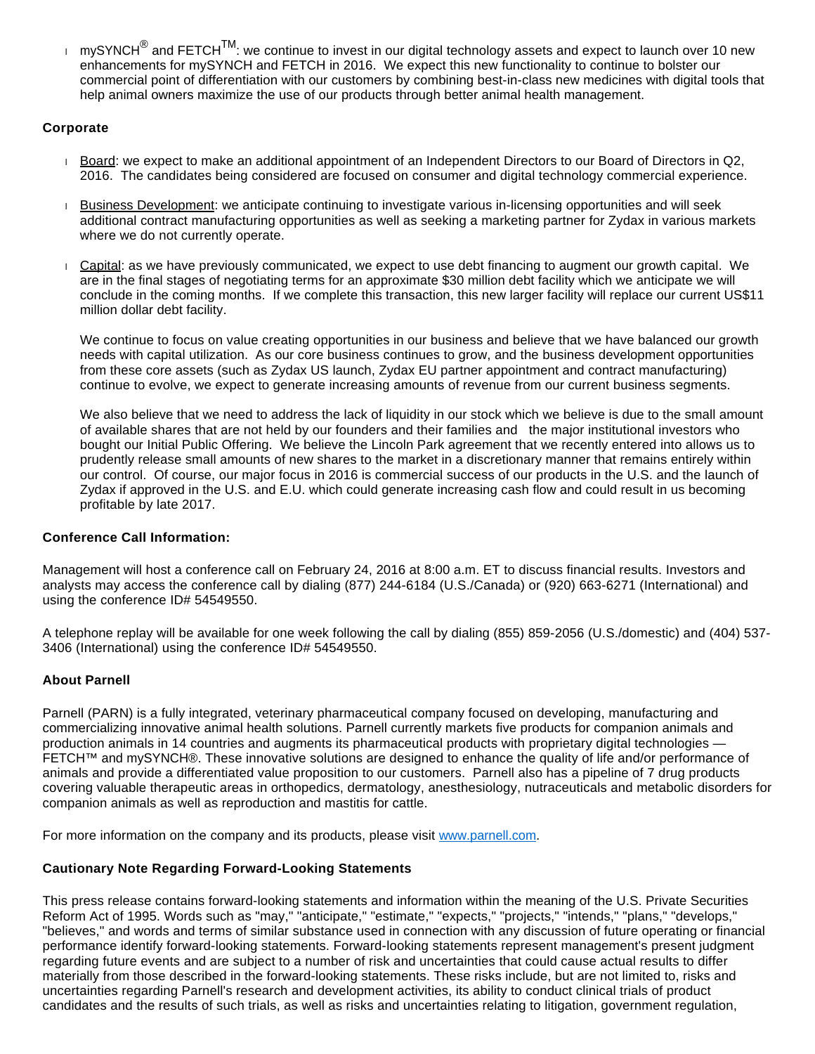- mySYNCH® and FETCH™: we continue to invest in our digital technology assets and expect to launch over 10 new enhancements for mySYNCH and FETCH in 2016. We expect this new functionality to continue to bolster our commercial point of differentiation with our customers by combining best-in-class new medicines with digital tools that help animal owners maximize the use of our products through better animal health management.

**Corporate**

- Board: we expect to make an additional appointment of an Independent Directors to our Board of Directors in Q2, 2016. The candidates being considered are focused on consumer and digital technology commercial experience.

- Business Development: we anticipate continuing to investigate various in-licensing opportunities and will seek additional contract manufacturing opportunities as well as seeking a marketing partner for Zydax in various markets where we do not currently operate.

- Capital: as we have previously communicated, we expect to use debt financing to augment our growth capital. We are in the final stages of negotiating terms for an approximate $30 million debt facility which we anticipate we will conclude in the coming months. If we complete this transaction, this new larger facility will replace our current US$11 million dollar debt facility.

  We continue to focus on value creating opportunities in our business and believe that we have balanced our growth needs with capital utilization. As our core business continues to grow, and the business development opportunities from these core assets (such as Zydax US launch, Zydax EU partner appointment and contract manufacturing) continue to evolve, we expect to generate increasing amounts of revenue from our current business segments.

  We also believe that we need to address the lack of liquidity in our stock which we believe is due to the small amount of available shares that are not held by our founders and their families and the major institutional investors who bought our Initial Public Offering. We believe the Lincoln Park agreement that we recently entered into allows us to prudently release small amounts of new shares to the market in a discretionary manner that remains entirely within our control. Of course, our major focus in 2016 is commercial success of our products in the U.S. and the launch of Zydax if approved in the U.S. and E.U. which could generate increasing cash flow and could result in us becoming profitable by late 2017.

**Conference Call Information:**

Management will host a conference call on February 24, 2016 at 8:00 a.m. ET to discuss financial results. Investors and analysts may access the conference call by dialing (877) 244-6184 (U.S./Canada) or (920) 663-6271 (International) and using the conference ID# 54549550.

A telephone replay will be available for one week following the call by dialing (855) 859-2056 (U.S./domestic) and (404) 537-3406 (International) using the conference ID# 54549550.

**About Parnell**

Parnell (PARN) is a fully integrated, veterinary pharmaceutical company focused on developing, manufacturing and commercializing innovative animal health solutions. Parnell currently markets five products for companion animals and production animals in 14 countries and augments its pharmaceutical products with proprietary digital technologies — FETCH™ and mySYNCH®. These innovative solutions are designed to enhance the quality of life and/or performance of animals and provide a differentiated value proposition to our customers. Parnell also has a pipeline of 7 drug products covering valuable therapeutic areas in orthopedics, dermatology, anesthesiology, nutraceuticals and metabolic disorders for companion animals as well as reproduction and mastitis for cattle.

For more information on the company and its products, please visit www.parnell.com.

**Cautionary Note Regarding Forward-Looking Statements**

This press release contains forward-looking statements and information within the meaning of the U.S. Private Securities Reform Act of 1995. Words such as "may," "anticipate," "estimate," "expects," "projects," "intends," "plans," "develops," "believes," and words and terms of similar substance used in connection with any discussion of future operating or financial performance identify forward-looking statements. Forward-looking statements represent management's present judgment regarding future events and are subject to a number of risk and uncertainties that could cause actual results to differ materially from those described in the forward-looking statements. These risks include, but are not limited to, risks and uncertainties regarding Parnell's research and development activities, its ability to conduct clinical trials of product candidates and the results of such trials, as well as risks and uncertainties relating to litigation, government regulation,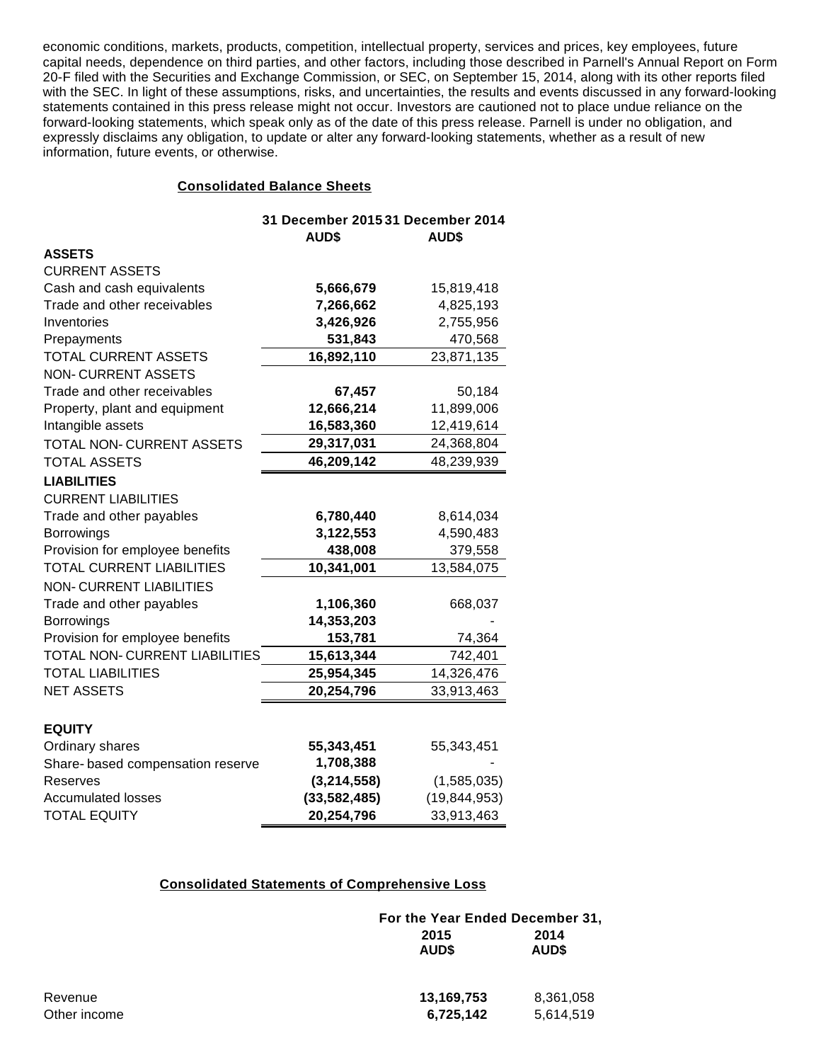economic conditions, markets, products, competition, intellectual property, services and prices, key employees, future capital needs, dependence on third parties, and other factors, including those described in Parnell's Annual Report on Form 20-F filed with the Securities and Exchange Commission, or SEC, on September 15, 2014, along with its other reports filed with the SEC. In light of these assumptions, risks, and uncertainties, the results and events discussed in any forward-looking statements contained in this press release might not occur. Investors are cautioned not to place undue reliance on the forward-looking statements, which speak only as of the date of this press release. Parnell is under no obligation, and expressly disclaims any obligation, to update or alter any forward-looking statements, whether as a result of new information, future events, or otherwise.

**Consolidated Balance Sheets**

| | **31 December 2015** | **31 December 2014** |
|---|---|---|
| | **AUD$** | **AUD$** |
| **ASSETS** | | |
| CURRENT ASSETS | | |
| Cash and cash equivalents | **5,666,679** | 15,819,418 |
| Trade and other receivables | **7,266,662** | 4,825,193 |
| Inventories | **3,426,926** | 2,755,956 |
| Prepayments | **531,843** | 470,568 |
| TOTAL CURRENT ASSETS | **16,892,110** | 23,871,135 |
| NON- CURRENT ASSETS | | |
| Trade and other receivables | **67,457** | 50,184 |
| Property, plant and equipment | **12,666,214** | 11,899,006 |
| Intangible assets | **16,583,360** | 12,419,614 |
| TOTAL NON- CURRENT ASSETS | **29,317,031** | 24,368,804 |
| TOTAL ASSETS | **46,209,142** | 48,239,939 |
| **LIABILITIES** | | |
| CURRENT LIABILITIES | | |
| Trade and other payables | **6,780,440** | 8,614,034 |
| Borrowings | **3,122,553** | 4,590,483 |
| Provision for employee benefits | **438,008** | 379,558 |
| TOTAL CURRENT LIABILITIES | **10,341,001** | 13,584,075 |
| NON- CURRENT LIABILITIES | | |
| Trade and other payables | **1,106,360** | 668,037 |
| Borrowings | **14,353,203** | - |
| Provision for employee benefits | **153,781** | 74,364 |
| TOTAL NON- CURRENT LIABILITIES | **15,613,344** | 742,401 |
| TOTAL LIABILITIES | **25,954,345** | 14,326,476 |
| NET ASSETS | **20,254,796** | 33,913,463 |
| | | |
| **EQUITY** | | |
| Ordinary shares | **55,343,451** | 55,343,451 |
| Share- based compensation reserve | **1,708,388** | - |
| Reserves | **(3,214,558)** | (1,585,035) |
| Accumulated losses | **(33,582,485)** | (19,844,953) |
| TOTAL EQUITY | **20,254,796** | 33,913,463 |

**Consolidated Statements of Comprehensive Loss**

| | **For the Year Ended December 31,** | |
|---|---|---|
| | **2015** | **2014** |
| | **AUD$** | **AUD$** |
| Revenue | **13,169,753** | 8,361,058 |
| Other income | **6,725,142** | 5,614,519 |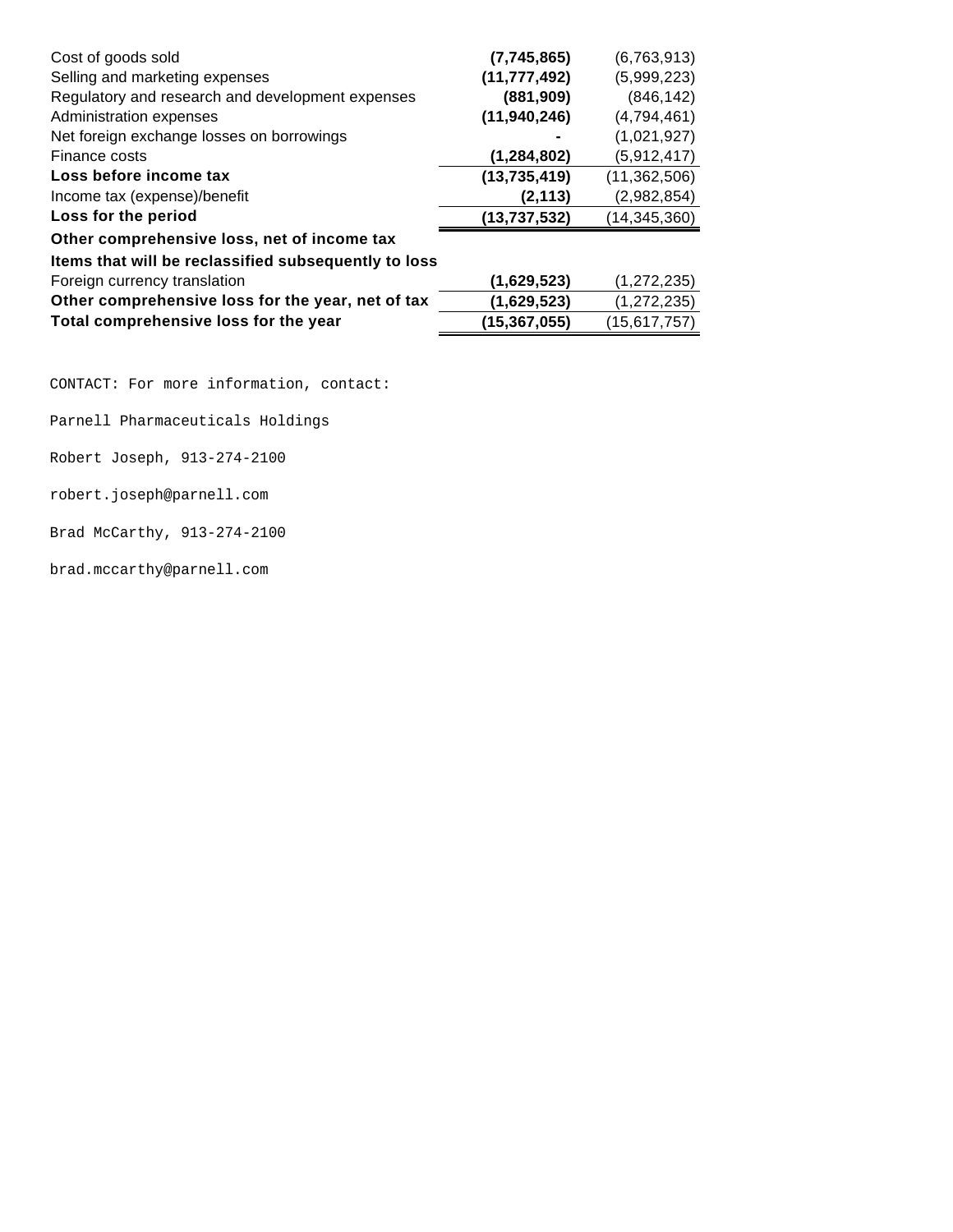| | | |
|---|---|---|
| Cost of goods sold | **(7,745,865)** | (6,763,913) |
| Selling and marketing expenses | **(11,777,492)** | (5,999,223) |
| Regulatory and research and development expenses | **(881,909)** | (846,142) |
| Administration expenses | **(11,940,246)** | (4,794,461) |
| Net foreign exchange losses on borrowings | **-** | (1,021,927) |
| Finance costs | **(1,284,802)** | (5,912,417) |
| **Loss before income tax** | **(13,735,419)** | (11,362,506) |
| Income tax (expense)/benefit | **(2,113)** | (2,982,854) |
| **Loss for the period** | **(13,737,532)** | (14,345,360) |
| **Other comprehensive loss, net of income tax** | | |
| **Items that will be reclassified subsequently to loss** | | |
| Foreign currency translation | **(1,629,523)** | (1,272,235) |
| **Other comprehensive loss for the year, net of tax** | **(1,629,523)** | (1,272,235) |
| **Total comprehensive loss for the year** | **(15,367,055)** | (15,617,757) |

CONTACT: For more information, contact:

Parnell Pharmaceuticals Holdings

Robert Joseph, 913-274-2100

robert.joseph@parnell.com

Brad McCarthy, 913-274-2100

brad.mccarthy@parnell.com